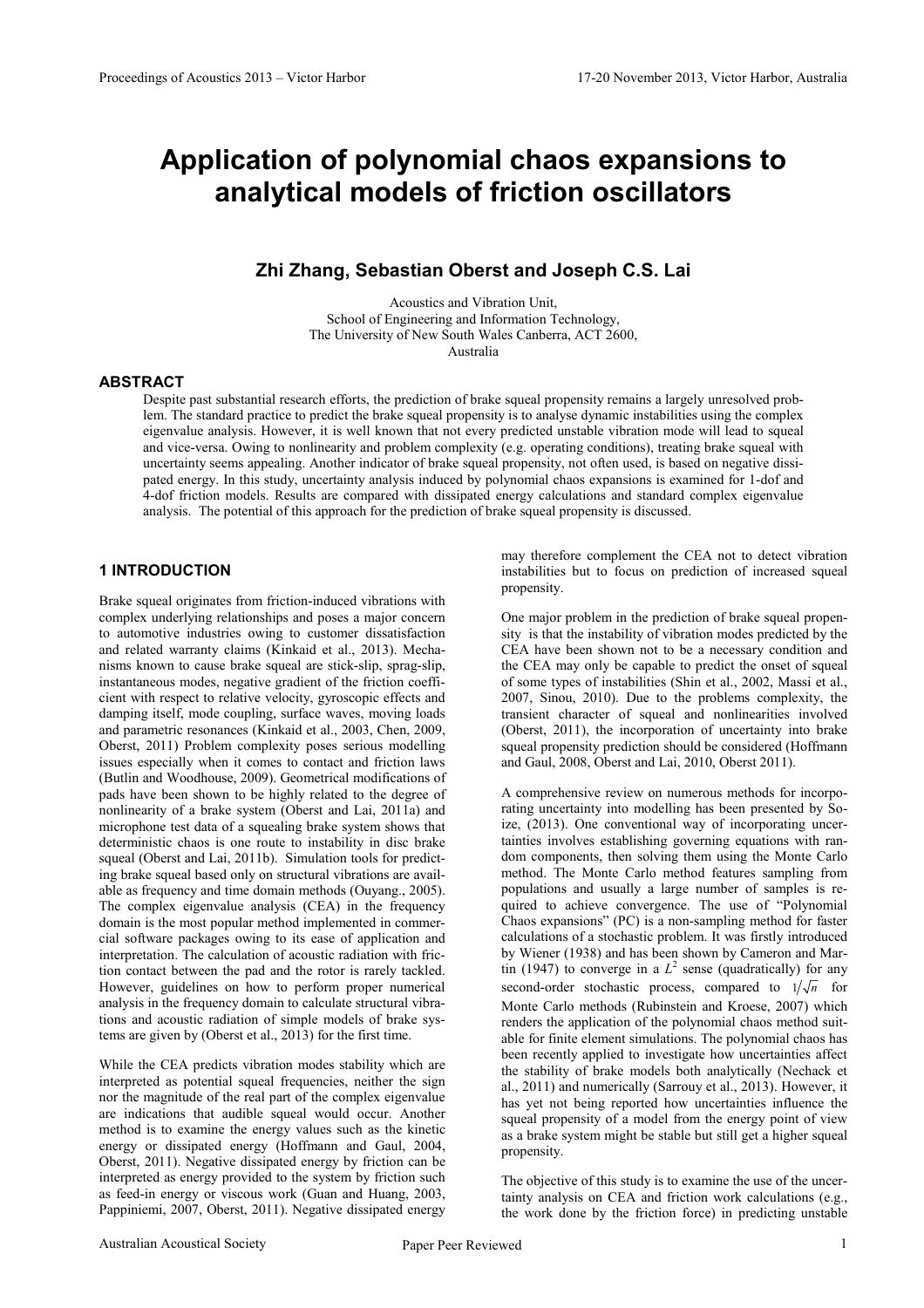# Application of polynomial chaos expansions to analytical models of friction oscillators

**Zhi Zhang, Sebastian Oberst and Joseph C.S. Lai**

Acoustics and Vibration Unit,
School of Engineering and Information Technology,
The University of New South Wales Canberra, ACT 2600,
Australia

## ABSTRACT

Despite past substantial research efforts, the prediction of brake squeal propensity remains a largely unresolved problem. The standard practice to predict the brake squeal propensity is to analyse dynamic instabilities using the complex eigenvalue analysis. However, it is well known that not every predicted unstable vibration mode will lead to squeal and vice-versa. Owing to nonlinearity and problem complexity (e.g. operating conditions), treating brake squeal with uncertainty seems appealing. Another indicator of brake squeal propensity, not often used, is based on negative dissipated energy. In this study, uncertainty analysis induced by polynomial chaos expansions is examined for 1-dof and 4-dof friction models. Results are compared with dissipated energy calculations and standard complex eigenvalue analysis. The potential of this approach for the prediction of brake squeal propensity is discussed.

## 1 INTRODUCTION

Brake squeal originates from friction-induced vibrations with complex underlying relationships and poses a major concern to automotive industries owing to customer dissatisfaction and related warranty claims (Kinkaid et al., 2013). Mechanisms known to cause brake squeal are stick-slip, sprag-slip, instantaneous modes, negative gradient of the friction coefficient with respect to relative velocity, gyroscopic effects and damping itself, mode coupling, surface waves, moving loads and parametric resonances (Kinkaid et al., 2003, Chen, 2009, Oberst, 2011) Problem complexity poses serious modelling issues especially when it comes to contact and friction laws (Butlin and Woodhouse, 2009). Geometrical modifications of pads have been shown to be highly related to the degree of nonlinearity of a brake system (Oberst and Lai, 2011a) and microphone test data of a squealing brake system shows that deterministic chaos is one route to instability in disc brake squeal (Oberst and Lai, 2011b). Simulation tools for predicting brake squeal based only on structural vibrations are available as frequency and time domain methods (Ouyang., 2005). The complex eigenvalue analysis (CEA) in the frequency domain is the most popular method implemented in commercial software packages owing to its ease of application and interpretation. The calculation of acoustic radiation with friction contact between the pad and the rotor is rarely tackled. However, guidelines on how to perform proper numerical analysis in the frequency domain to calculate structural vibrations and acoustic radiation of simple models of brake systems are given by (Oberst et al., 2013) for the first time.

While the CEA predicts vibration modes stability which are interpreted as potential squeal frequencies, neither the sign nor the magnitude of the real part of the complex eigenvalue are indications that audible squeal would occur. Another method is to examine the energy values such as the kinetic energy or dissipated energy (Hoffmann and Gaul, 2004, Oberst, 2011). Negative dissipated energy by friction can be interpreted as energy provided to the system by friction such as feed-in energy or viscous work (Guan and Huang, 2003, Pappiniemi, 2007, Oberst, 2011). Negative dissipated energy may therefore complement the CEA not to detect vibration instabilities but to focus on prediction of increased squeal propensity.

One major problem in the prediction of brake squeal propensity is that the instability of vibration modes predicted by the CEA have been shown not to be a necessary condition and the CEA may only be capable to predict the onset of squeal of some types of instabilities (Shin et al., 2002, Massi et al., 2007, Sinou, 2010). Due to the problems complexity, the transient character of squeal and nonlinearities involved (Oberst, 2011), the incorporation of uncertainty into brake squeal propensity prediction should be considered (Hoffmann and Gaul, 2008, Oberst and Lai, 2010, Oberst 2011).

A comprehensive review on numerous methods for incorporating uncertainty into modelling has been presented by Soize, (2013). One conventional way of incorporating uncertainties involves establishing governing equations with random components, then solving them using the Monte Carlo method. The Monte Carlo method features sampling from populations and usually a large number of samples is required to achieve convergence. The use of "Polynomial Chaos expansions" (PC) is a non-sampling method for faster calculations of a stochastic problem. It was firstly introduced by Wiener (1938) and has been shown by Cameron and Martin (1947) to converge in a $L^2$ sense (quadratically) for any second-order stochastic process, compared to $1/\sqrt{n}$ for Monte Carlo methods (Rubinstein and Kroese, 2007) which renders the application of the polynomial chaos method suitable for finite element simulations. The polynomial chaos has been recently applied to investigate how uncertainties affect the stability of brake models both analytically (Nechack et al., 2011) and numerically (Sarrouy et al., 2013). However, it has yet not being reported how uncertainties influence the squeal propensity of a model from the energy point of view as a brake system might be stable but still get a higher squeal propensity.

The objective of this study is to examine the use of the uncertainty analysis on CEA and friction work calculations (e.g., the work done by the friction force) in predicting unstable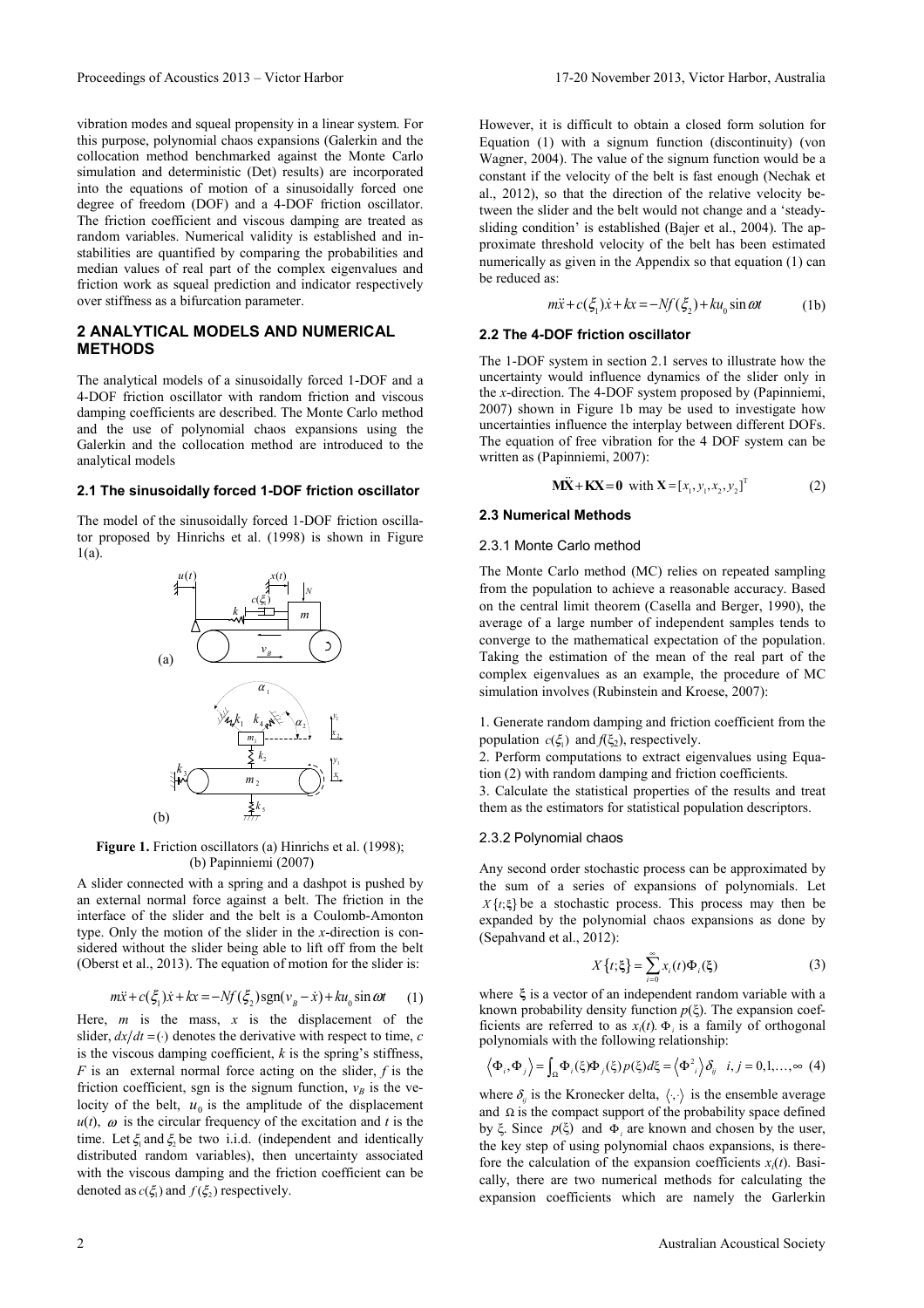vibration modes and squeal propensity in a linear system. For this purpose, polynomial chaos expansions (Galerkin and the collocation method benchmarked against the Monte Carlo simulation and deterministic (Det) results) are incorporated into the equations of motion of a sinusoidally forced one degree of freedom (DOF) and a 4-DOF friction oscillator. The friction coefficient and viscous damping are treated as random variables. Numerical validity is established and instabilities are quantified by comparing the probabilities and median values of real part of the complex eigenvalues and friction work as squeal prediction and indicator respectively over stiffness as a bifurcation parameter.

## 2 ANALYTICAL MODELS AND NUMERICAL METHODS

The analytical models of a sinusoidally forced 1-DOF and a 4-DOF friction oscillator with random friction and viscous damping coefficients are described. The Monte Carlo method and the use of polynomial chaos expansions using the Galerkin and the collocation method are introduced to the analytical models

### 2.1 The sinusoidally forced 1-DOF friction oscillator

The model of the sinusoidally forced 1-DOF friction oscillator proposed by Hinrichs et al. (1998) is shown in Figure 1(a).

**Figure 1.** Friction oscillators (a) Hinrichs et al. (1998); (b) Papinniemi (2007)

A slider connected with a spring and a dashpot is pushed by an external normal force against a belt. The friction in the interface of the slider and the belt is a Coulomb-Amonton type. Only the motion of the slider in the *x*-direction is considered without the slider being able to lift off from the belt (Oberst et al., 2013). The equation of motion for the slider is:

$$m\ddot{x} + c(\xi_1)\dot{x} + kx = -Nf(\xi_2)\,\text{sgn}(v_B - \dot{x}) + ku_0 \sin \omega t \qquad (1)$$

Here, $m$ is the mass, $x$ is the displacement of the slider, $dx/dt = (\cdot)$ denotes the derivative with respect to time, $c$ is the viscous damping coefficient, $k$ is the spring's stiffness, $F$ is an external normal force acting on the slider, $f$ is the friction coefficient, sgn is the signum function, $v_B$ is the velocity of the belt, $u_0$ is the amplitude of the displacement $u(t)$, $\omega$ is the circular frequency of the excitation and $t$ is the time. Let $\xi_1$ and $\xi_2$ be two i.i.d. (independent and identically distributed random variables), then uncertainty associated with the viscous damping and the friction coefficient can be denoted as $c(\xi_1)$ and $f(\xi_2)$ respectively.

However, it is difficult to obtain a closed form solution for Equation (1) with a signum function (discontinuity) (von Wagner, 2004). The value of the signum function would be a constant if the velocity of the belt is fast enough (Nechak et al., 2012), so that the direction of the relative velocity between the slider and the belt would not change and a 'steady-sliding condition' is established (Bajer et al., 2004). The approximate threshold velocity of the belt has been estimated numerically as given in the Appendix so that equation (1) can be reduced as:

$$m\ddot{x} + c(\xi_1)\dot{x} + kx = -Nf(\xi_2) + ku_0 \sin \omega t \qquad (1b)$$

### 2.2 The 4-DOF friction oscillator

The 1-DOF system in section 2.1 serves to illustrate how the uncertainty would influence dynamics of the slider only in the *x*-direction. The 4-DOF system proposed by (Papinniemi, 2007) shown in Figure 1b may be used to investigate how uncertainties influence the interplay between different DOFs. The equation of free vibration for the 4 DOF system can be written as (Papinniemi, 2007):

$$\mathbf{M}\ddot{\mathbf{X}} + \mathbf{K}\mathbf{X} = \mathbf{0} \;\; \text{with } \mathbf{X} = [x_1, y_1, x_2, y_2]^{\mathrm{T}} \qquad (2)$$

### 2.3 Numerical Methods

#### 2.3.1 Monte Carlo method

The Monte Carlo method (MC) relies on repeated sampling from the population to achieve a reasonable accuracy. Based on the central limit theorem (Casella and Berger, 1990), the average of a large number of independent samples tends to converge to the mathematical expectation of the population. Taking the estimation of the mean of the real part of the complex eigenvalues as an example, the procedure of MC simulation involves (Rubinstein and Kroese, 2007):

1. Generate random damping and friction coefficient from the population $c(\xi_1)$ and $f(\xi_2)$, respectively.
2. Perform computations to extract eigenvalues using Equation (2) with random damping and friction coefficients.
3. Calculate the statistical properties of the results and treat them as the estimators for statistical population descriptors.

#### 2.3.2 Polynomial chaos

Any second order stochastic process can be approximated by the sum of a series of expansions of polynomials. Let $X\{t;\xi\}$ be a stochastic process. This process may then be expanded by the polynomial chaos expansions as done by (Sepahvand et al., 2012):

$$X\{t;\xi\} = \sum_{i=0}^{\infty} x_i(t)\Phi_i(\xi) \qquad (3)$$

where $\xi$ is a vector of an independent random variable with a known probability density function $p(\xi)$. The expansion coefficients are referred to as $x_i(t)$. $\Phi_i$ is a family of orthogonal polynomials with the following relationship:

$$\left\langle \Phi_i, \Phi_j \right\rangle = \int_{\Omega} \Phi_i(\xi)\Phi_j(\xi)p(\xi)d\xi = \left\langle \Phi_i^2 \right\rangle \delta_{ij} \quad i,j = 0,1,\ldots,\infty \quad (4)$$

where $\delta_{ij}$ is the Kronecker delta, $\langle \cdot,\cdot \rangle$ is the ensemble average and $\Omega$ is the compact support of the probability space defined by $\xi$. Since $p(\xi)$ and $\Phi_i$ are known and chosen by the user, the key step of using polynomial chaos expansions, is therefore the calculation of the expansion coefficients $x_i(t)$. Basically, there are two numerical methods for calculating the expansion coefficients which are namely the Garlerkin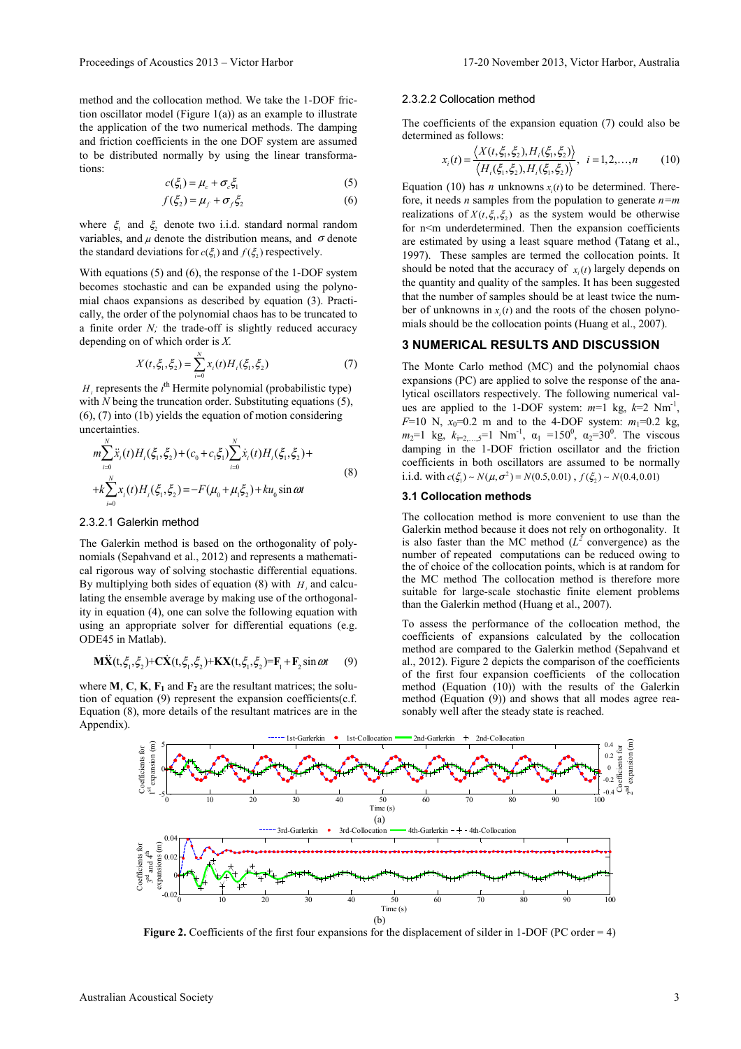method and the collocation method. We take the 1-DOF friction oscillator model (Figure 1(a)) as an example to illustrate the application of the two numerical methods. The damping and friction coefficients in the one DOF system are assumed to be distributed normally by using the linear transformations:

$$c(\xi_1) = \mu_c + \sigma_c \xi_1 \tag{5}$$

$$f(\xi_2) = \mu_f + \sigma_f \xi_2 \tag{6}$$

where $\xi_1$ and $\xi_2$ denote two i.i.d. standard normal random variables, and $\mu$ denote the distribution means, and $\sigma$ denote the standard deviations for $c(\xi_1)$ and $f(\xi_2)$ respectively.

With equations (5) and (6), the response of the 1-DOF system becomes stochastic and can be expanded using the polynomial chaos expansions as described by equation (3). Practically, the order of the polynomial chaos has to be truncated to a finite order $N$; the trade-off is slightly reduced accuracy depending on of which order is $X$.

$$X(t,\xi_1,\xi_2) = \sum_{i=0}^{N} x_i(t) H_i(\xi_1,\xi_2) \tag{7}$$

$H_i$ represents the $i^{\text{th}}$ Hermite polynomial (probabilistic type) with $N$ being the truncation order. Substituting equations (5), (6), (7) into (1b) yields the equation of motion considering uncertainties.

$$\begin{aligned} &m\sum_{i=0}^{N} \ddot{x}_i(t) H_i(\xi_1,\xi_2) + (c_0 + c_1\xi_1)\sum_{i=0}^{N} \dot{x}_i(t) H_i(\xi_1,\xi_2) + \\ &+k\sum_{i=0}^{N} x_i(t) H_i(\xi_1,\xi_2) = -F(\mu_0 + \mu_1\xi_2) + ku_0 \sin\omega t \end{aligned} \tag{8}$$

#### 2.3.2.1 Galerkin method

The Galerkin method is based on the orthogonality of polynomials (Sepahvand et al., 2012) and represents a mathematical rigorous way of solving stochastic differential equations. By multiplying both sides of equation (8) with $H_i$ and calculating the ensemble average by making use of the orthogonality in equation (4), one can solve the following equation with using an appropriate solver for differential equations (e.g. ODE45 in Matlab).

$$\mathbf{M}\ddot{\mathbf{X}}(t,\xi_1,\xi_2) + \mathbf{C}\dot{\mathbf{X}}(t,\xi_1,\xi_2) + \mathbf{K}\mathbf{X}(t,\xi_1,\xi_2) = \mathbf{F}_1 + \mathbf{F}_2 \sin\omega t \tag{9}$$

where **M**, **C**, **K**, $\mathbf{F_1}$ and $\mathbf{F_2}$ are the resultant matrices; the solution of equation (9) represent the expansion coefficients(c.f. Equation (8), more details of the resultant matrices are in the Appendix).

#### 2.3.2.2 Collocation method

The coefficients of the expansion equation (7) could also be determined as follows:

$$x_i(t) = \frac{\langle X(t,\xi_1,\xi_2), H_i(\xi_1,\xi_2)\rangle}{\langle H_i(\xi_1,\xi_2), H_i(\xi_1,\xi_2)\rangle}, \quad i = 1,2,\ldots,n \tag{10}$$

Equation (10) has $n$ unknowns $x_i(t)$ to be determined. Therefore, it needs $n$ samples from the population to generate $n$=$m$ realizations of $X(t,\xi_1,\xi_2)$ as the system would be otherwise for n<m underdetermined. Then the expansion coefficients are estimated by using a least square method (Tatang et al., 1997). These samples are termed the collocation points. It should be noted that the accuracy of $x_i(t)$ largely depends on the quantity and quality of the samples. It has been suggested that the number of samples should be at least twice the number of unknowns in $x_i(t)$ and the roots of the chosen polynomials should be the collocation points (Huang et al., 2007).

## 3 NUMERICAL RESULTS AND DISCUSSION

The Monte Carlo method (MC) and the polynomial chaos expansions (PC) are applied to solve the response of the analytical oscillators respectively. The following numerical values are applied to the 1-DOF system: $m$=1 kg, $k$=2 Nm$^{-1}$, $F$=10 N, $x_0$=0.2 m and to the 4-DOF system: $m_1$=0.2 kg, $m_2$=1 kg, $k_{i=2,\ldots,5}$=1 Nm$^{-1}$, $\alpha_1$ =150$^0$, $\alpha_2$=30$^0$. The viscous damping in the 1-DOF friction oscillator and the friction coefficients in both oscillators are assumed to be normally i.i.d. with $c(\xi_1) \sim N(\mu,\sigma^2) = N(0.5, 0.01)$ , $f(\xi_2) \sim N(0.4, 0.01)$

### 3.1 Collocation methods

The collocation method is more convenient to use than the Galerkin method because it does not rely on orthogonality. It is also faster than the MC method ($L^2$ convergence) as the number of repeated computations can be reduced owing to the of choice of the collocation points, which is at random for the MC method The collocation method is therefore more suitable for large-scale stochastic finite element problems than the Galerkin method (Huang et al., 2007).

To assess the performance of the collocation method, the coefficients of expansions calculated by the collocation method are compared to the Galerkin method (Sepahvand et al., 2012). Figure 2 depicts the comparison of the coefficients of the first four expansion coefficients of the collocation method (Equation (10)) with the results of the Galerkin method (Equation (9)) and shows that all modes agree reasonably well after the steady state is reached.

**Figure 2.** Coefficients of the first four expansions for the displacement of silder in 1-DOF (PC order = 4)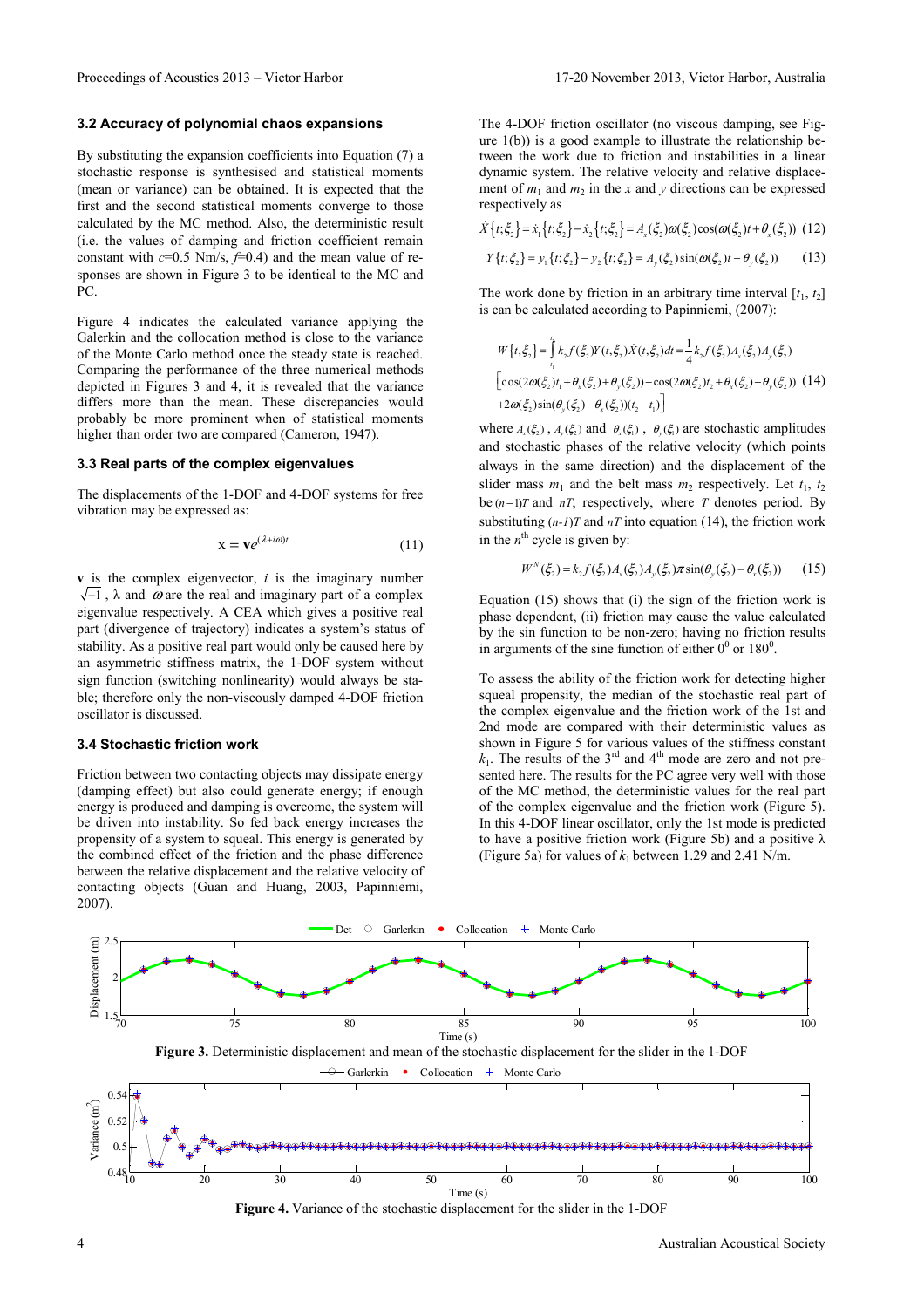### 3.2 Accuracy of polynomial chaos expansions

By substituting the expansion coefficients into Equation (7) a stochastic response is synthesised and statistical moments (mean or variance) can be obtained. It is expected that the first and the second statistical moments converge to those calculated by the MC method. Also, the deterministic result (i.e. the values of damping and friction coefficient remain constant with $c$=0.5 Nm/s, $f$=0.4) and the mean value of responses are shown in Figure 3 to be identical to the MC and PC.

Figure 4 indicates the calculated variance applying the Galerkin and the collocation method is close to the variance of the Monte Carlo method once the steady state is reached. Comparing the performance of the three numerical methods depicted in Figures 3 and 4, it is revealed that the variance differs more than the mean. These discrepancies would probably be more prominent when of statistical moments higher than order two are compared (Cameron, 1947).

### 3.3 Real parts of the complex eigenvalues

The displacements of the 1-DOF and 4-DOF systems for free vibration may be expressed as:

$$\mathbf{x} = \mathbf{v}e^{(\lambda + i\omega)t} \tag{11}$$

$\mathbf{v}$ is the complex eigenvector, $i$ is the imaginary number $\sqrt{-1}$, $\lambda$ and $\omega$ are the real and imaginary part of a complex eigenvalue respectively. A CEA which gives a positive real part (divergence of trajectory) indicates a system's status of stability. As a positive real part would only be caused here by an asymmetric stiffness matrix, the 1-DOF system without sign function (switching nonlinearity) would always be stable; therefore only the non-viscously damped 4-DOF friction oscillator is discussed.

### 3.4 Stochastic friction work

Friction between two contacting objects may dissipate energy (damping effect) but also could generate energy; if enough energy is produced and damping is overcome, the system will be driven into instability. So fed back energy increases the propensity of a system to squeal. This energy is generated by the combined effect of the friction and the phase difference between the relative displacement and the relative velocity of contacting objects (Guan and Huang, 2003, Papinniemi, 2007).

The 4-DOF friction oscillator (no viscous damping, see Figure 1(b)) is a good example to illustrate the relationship between the work due to friction and instabilities in a linear dynamic system. The relative velocity and relative displacement of $m_1$ and $m_2$ in the $x$ and $y$ directions can be expressed respectively as

$$\dot{X}\{t;\xi_2\} = \dot{x}_1\{t;\xi_2\} - \dot{x}_2\{t;\xi_2\} = A_x(\xi_2)\omega(\xi_2)\cos(\omega(\xi_2)t + \theta_x(\xi_2)) \tag{12}$$

$$Y\{t;\xi_2\} = y_1\{t;\xi_2\} - y_2\{t;\xi_2\} = A_y(\xi_2)\sin(\omega(\xi_2)t + \theta_y(\xi_2)) \tag{13}$$

The work done by friction in an arbitrary time interval $[t_1, t_2]$ is can be calculated according to Papinniemi, (2007):

$$\begin{aligned} W\{t,\xi_2\} &= \int_{t_1}^{t_2} k_2 f(\xi_2) Y(t,\xi_2)\dot{X}(t,\xi_2)dt = \frac{1}{4}k_2 f(\xi_2)A_x(\xi_2)A_y(\xi_2) \\ &\left[\cos(2\omega(\xi_2)t_1 + \theta_x(\xi_2) + \theta_y(\xi_2)) - \cos(2\omega(\xi_2)t_2 + \theta_x(\xi_2) + \theta_y(\xi_2)) \right. \\ &\left. + 2\omega(\xi_2)\sin(\theta_y(\xi_2) - \theta_x(\xi_2))(t_2 - t_1)\right] \end{aligned} \tag{14}$$

where $A_x(\xi_2)$, $A_y(\xi_2)$ and $\theta_x(\xi_1)$, $\theta_y(\xi_1)$ are stochastic amplitudes and stochastic phases of the relative velocity (which points always in the same direction) and the displacement of the slider mass $m_1$ and the belt mass $m_2$ respectively. Let $t_1$, $t_2$ be $(n-1)T$ and $nT$, respectively, where $T$ denotes period. By substituting $(n-1)T$ and $nT$ into equation (14), the friction work in the $n^{th}$ cycle is given by:

$$W^N(\xi_2) = k_2 f(\xi_2)A_x(\xi_2)A_y(\xi_2)\pi\sin(\theta_y(\xi_2) - \theta_x(\xi_2)) \tag{15}$$

Equation (15) shows that (i) the sign of the friction work is phase dependent, (ii) friction may cause the value calculated by the sin function to be non-zero; having no friction results in arguments of the sine function of either $0^0$ or $180^0$.

To assess the ability of the friction work for detecting higher squeal propensity, the median of the stochastic real part of the complex eigenvalue and the friction work of the 1st and 2nd mode are compared with their deterministic values as shown in Figure 5 for various values of the stiffness constant $k_1$. The results of the 3rd and 4th mode are zero and not presented here. The results for the PC agree very well with those of the MC method, the deterministic values for the real part of the complex eigenvalue and the friction work (Figure 5). In this 4-DOF linear oscillator, only the 1st mode is predicted to have a positive friction work (Figure 5b) and a positive $\lambda$ (Figure 5a) for values of $k_1$ between 1.29 and 2.41 N/m.

**Figure 3.** Deterministic displacement and mean of the stochastic displacement for the slider in the 1-DOF

**Figure 4.** Variance of the stochastic displacement for the slider in the 1-DOF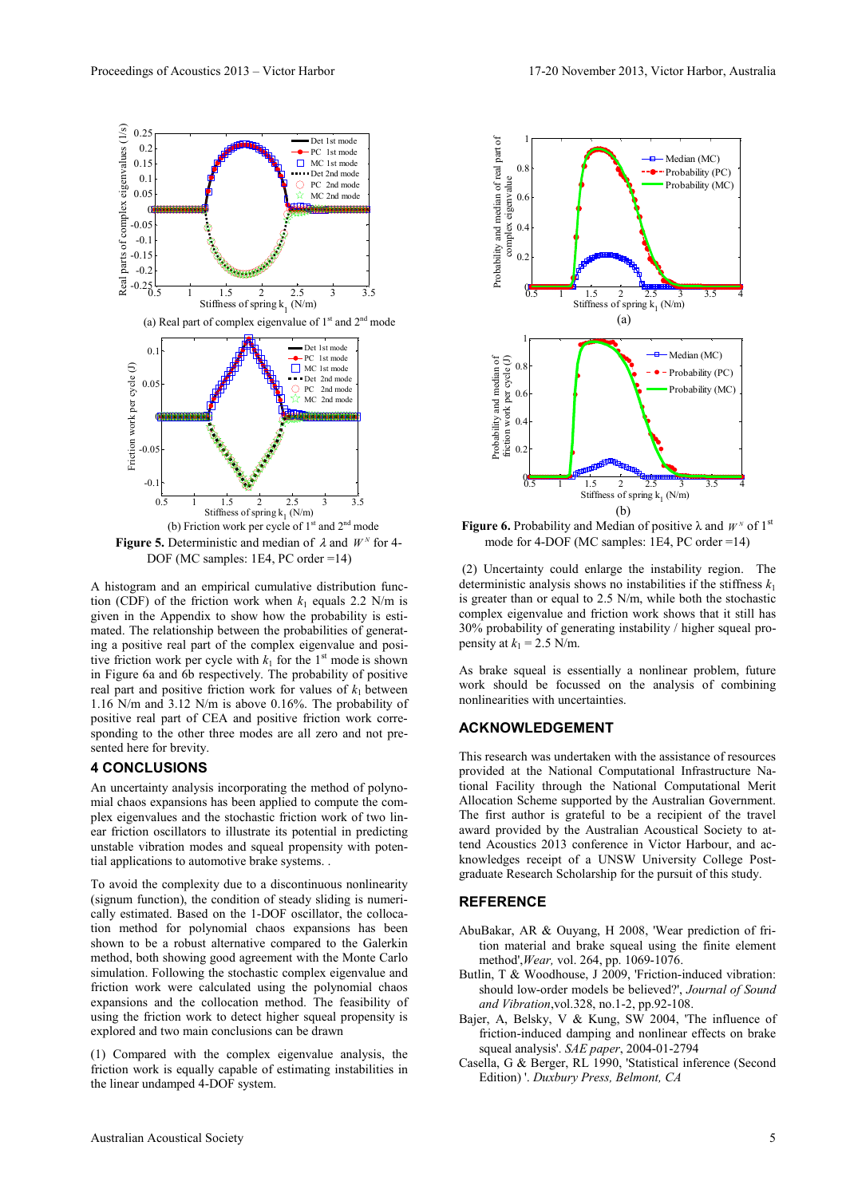(a) Real part of complex eigenvalue of 1st and 2nd mode

(b) Friction work per cycle of 1st and 2nd mode

**Figure 5.** Deterministic and median of $\lambda$ and $W^N$ for 4-DOF (MC samples: 1E4, PC order =14)

A histogram and an empirical cumulative distribution function (CDF) of the friction work when $k_1$ equals 2.2 N/m is given in the Appendix to show how the probability is estimated. The relationship between the probabilities of generating a positive real part of the complex eigenvalue and positive friction work per cycle with $k_1$ for the 1st mode is shown in Figure 6a and 6b respectively. The probability of positive real part and positive friction work for values of $k_1$ between 1.16 N/m and 3.12 N/m is above 0.16%. The probability of positive real part of CEA and positive friction work corresponding to the other three modes are all zero and not presented here for brevity.

## 4 CONCLUSIONS

An uncertainty analysis incorporating the method of polynomial chaos expansions has been applied to compute the complex eigenvalues and the stochastic friction work of two linear friction oscillators to illustrate its potential in predicting unstable vibration modes and squeal propensity with potential applications to automotive brake systems. .

To avoid the complexity due to a discontinuous nonlinearity (signum function), the condition of steady sliding is numerically estimated. Based on the 1-DOF oscillator, the collocation method for polynomial chaos expansions has been shown to be a robust alternative compared to the Galerkin method, both showing good agreement with the Monte Carlo simulation. Following the stochastic complex eigenvalue and friction work were calculated using the polynomial chaos expansions and the collocation method. The feasibility of using the friction work to detect higher squeal propensity is explored and two main conclusions can be drawn

(1) Compared with the complex eigenvalue analysis, the friction work is equally capable of estimating instabilities in the linear undamped 4-DOF system.

(a)

(b)

**Figure 6.** Probability and Median of positive $\lambda$ and $W^N$ of 1st mode for 4-DOF (MC samples: 1E4, PC order =14)

(2) Uncertainty could enlarge the instability region. The deterministic analysis shows no instabilities if the stiffness $k_1$ is greater than or equal to 2.5 N/m, while both the stochastic complex eigenvalue and friction work shows that it still has 30% probability of generating instability / higher squeal propensity at $k_1$ = 2.5 N/m.

As brake squeal is essentially a nonlinear problem, future work should be focussed on the analysis of combining nonlinearities with uncertainties.

## ACKNOWLEDGEMENT

This research was undertaken with the assistance of resources provided at the National Computational Infrastructure National Facility through the National Computational Merit Allocation Scheme supported by the Australian Government. The first author is grateful to be a recipient of the travel award provided by the Australian Acoustical Society to attend Acoustics 2013 conference in Victor Harbour, and acknowledges receipt of a UNSW University College Postgraduate Research Scholarship for the pursuit of this study.

## REFERENCE

AbuBakar, AR & Ouyang, H 2008, 'Wear prediction of friction material and brake squeal using the finite element method',*Wear,* vol. 264, pp. 1069-1076.

Butlin, T & Woodhouse, J 2009, 'Friction-induced vibration: should low-order models be believed?', *Journal of Sound and Vibration*,vol.328, no.1-2, pp.92-108.

Bajer, A, Belsky, V & Kung, SW 2004, 'The influence of friction-induced damping and nonlinear effects on brake squeal analysis'. *SAE paper*, 2004-01-2794

Casella, G & Berger, RL 1990, 'Statistical inference (Second Edition) '. *Duxbury Press, Belmont, CA*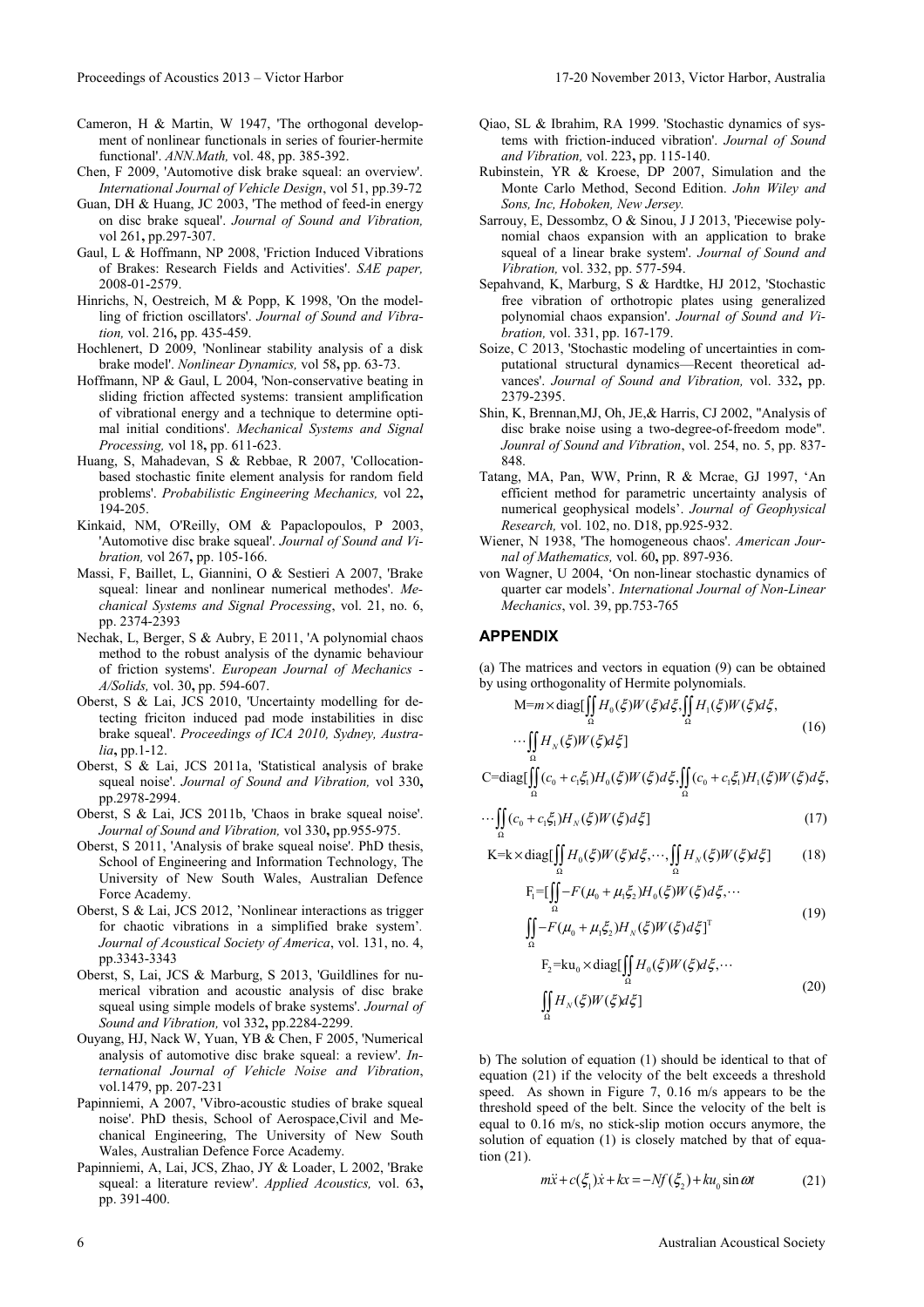Cameron, H & Martin, W 1947, 'The orthogonal development of nonlinear functionals in series of fourier-hermite functional'. *ANN.Math,* vol. 48, pp. 385-392.

Chen, F 2009, 'Automotive disk brake squeal: an overview'. *International Journal of Vehicle Design*, vol 51, pp.39-72

Guan, DH & Huang, JC 2003, 'The method of feed-in energy on disc brake squeal'. *Journal of Sound and Vibration,* vol 261, pp.297-307.

Gaul, L & Hoffmann, NP 2008, 'Friction Induced Vibrations of Brakes: Research Fields and Activities'. *SAE paper,* 2008-01-2579.

Hinrichs, N, Oestreich, M & Popp, K 1998, 'On the modelling of friction oscillators'. *Journal of Sound and Vibration,* vol. 216, pp. 435-459.

Hochlenert, D 2009, 'Nonlinear stability analysis of a disk brake model'. *Nonlinear Dynamics,* vol 58, pp. 63-73.

Hoffmann, NP & Gaul, L 2004, 'Non-conservative beating in sliding friction affected systems: transient amplification of vibrational energy and a technique to determine optimal initial conditions'. *Mechanical Systems and Signal Processing,* vol 18, pp. 611-623.

Huang, S, Mahadevan, S & Rebbae, R 2007, 'Collocation-based stochastic finite element analysis for random field problems'. *Probabilistic Engineering Mechanics,* vol 22, 194-205.

Kinkaid, NM, O'Reilly, OM & Papaclopoulos, P 2003, 'Automotive disc brake squeal'. *Journal of Sound and Vibration,* vol 267, pp. 105-166.

Massi, F, Baillet, L, Giannini, O & Sestieri A 2007, 'Brake squeal: linear and nonlinear numerical methodes'. *Mechanical Systems and Signal Processing*, vol. 21, no. 6, pp. 2374-2393

Nechak, L, Berger, S & Aubry, E 2011, 'A polynomial chaos method to the robust analysis of the dynamic behaviour of friction systems'. *European Journal of Mechanics - A/Solids,* vol. 30, pp. 594-607.

Oberst, S & Lai, JCS 2010, 'Uncertainty modelling for detecting friciton induced pad mode instabilities in disc brake squeal'. *Proceedings of ICA 2010, Sydney, Australia*, pp.1-12.

Oberst, S & Lai, JCS 2011a, 'Statistical analysis of brake squeal noise'. *Journal of Sound and Vibration,* vol 330, pp.2978-2994.

Oberst, S & Lai, JCS 2011b, 'Chaos in brake squeal noise'. *Journal of Sound and Vibration,* vol 330, pp.955-975.

Oberst, S 2011, 'Analysis of brake squeal noise'. PhD thesis, School of Engineering and Information Technology, The University of New South Wales, Australian Defence Force Academy.

Oberst, S & Lai, JCS 2012, 'Nonlinear interactions as trigger for chaotic vibrations in a simplified brake system'. *Journal of Acoustical Society of America*, vol. 131, no. 4, pp.3343-3343

Oberst, S, Lai, JCS & Marburg, S 2013, 'Guildlines for numerical vibration and acoustic analysis of disc brake squeal using simple models of brake systems'. *Journal of Sound and Vibration,* vol 332, pp.2284-2299.

Ouyang, HJ, Nack W, Yuan, YB & Chen, F 2005, 'Numerical analysis of automotive disc brake squeal: a review'. *International Journal of Vehicle Noise and Vibration*, vol.1479, pp. 207-231

Papinniemi, A 2007, 'Vibro-acoustic studies of brake squeal noise'. PhD thesis, School of Aerospace,Civil and Mechanical Engineering, The University of New South Wales, Australian Defence Force Academy.

Papinniemi, A, Lai, JCS, Zhao, JY & Loader, L 2002, 'Brake squeal: a literature review'. *Applied Acoustics,* vol. 63, pp. 391-400.

Qiao, SL & Ibrahim, RA 1999. 'Stochastic dynamics of systems with friction-induced vibration'. *Journal of Sound and Vibration,* vol. 223, pp. 115-140.

Rubinstein, YR & Kroese, DP 2007, Simulation and the Monte Carlo Method, Second Edition. *John Wiley and Sons, Inc, Hoboken, New Jersey.*

Sarrouy, E, Dessombz, O & Sinou, J J 2013, 'Piecewise polynomial chaos expansion with an application to brake squeal of a linear brake system'. *Journal of Sound and Vibration,* vol. 332, pp. 577-594.

Sepahvand, K, Marburg, S & Hardtke, HJ 2012, 'Stochastic free vibration of orthotropic plates using generalized polynomial chaos expansion'. *Journal of Sound and Vibration,* vol. 331, pp. 167-179.

Soize, C 2013, 'Stochastic modeling of uncertainties in computational structural dynamics—Recent theoretical advances'. *Journal of Sound and Vibration,* vol. 332, pp. 2379-2395.

Shin, K, Brennan,MJ, Oh, JE,& Harris, CJ 2002, "Analysis of disc brake noise using a two-degree-of-freedom mode". *Jounral of Sound and Vibration*, vol. 254, no. 5, pp. 837-848.

Tatang, MA, Pan, WW, Prinn, R & Mcrae, GJ 1997, 'An efficient method for parametric uncertainty analysis of numerical geophysical models'. *Journal of Geophysical Research,* vol. 102, no. D18, pp.925-932.

Wiener, N 1938, 'The homogeneous chaos'. *American Journal of Mathematics,* vol. 60, pp. 897-936.

von Wagner, U 2004, 'On non-linear stochastic dynamics of quarter car models'. *International Journal of Non-Linear Mechanics*, vol. 39, pp.753-765

## APPENDIX

(a) The matrices and vectors in equation (9) can be obtained by using orthogonality of Hermite polynomials.

$$\mathrm{M}=m\times\mathrm{diag}[\iint_{\Omega}H_0(\xi)W(\xi)d\xi,\iint_{\Omega}H_1(\xi)W(\xi)d\xi,\cdots\iint_{\Omega}H_N(\xi)W(\xi)d\xi] \tag{16}$$

$$\mathrm{C}=\mathrm{diag}[\iint_{\Omega}(c_0+c_1\xi_1)H_0(\xi)W(\xi)d\xi,\iint_{\Omega}(c_0+c_1\xi_1)H_1(\xi)W(\xi)d\xi,\cdots\iint_{\Omega}(c_0+c_1\xi_1)H_N(\xi)W(\xi)d\xi] \tag{17}$$

$$\mathrm{K}=\mathrm{k}\times\mathrm{diag}[\iint_{\Omega}H_0(\xi)W(\xi)d\xi,\cdots,\iint_{\Omega}H_N(\xi)W(\xi)d\xi] \tag{18}$$

$$\mathrm{F}_1=[\iint_{\Omega}-F(\mu_0+\mu_1\xi_2)H_0(\xi)W(\xi)d\xi,\cdots\iint_{\Omega}-F(\mu_0+\mu_1\xi_2)H_N(\xi)W(\xi)d\xi]^{\mathrm{T}} \tag{19}$$

$$\mathrm{F}_2=\mathrm{k}u_0\times\mathrm{diag}[\iint_{\Omega}H_0(\xi)W(\xi)d\xi,\cdots\iint_{\Omega}H_N(\xi)W(\xi)d\xi] \tag{20}$$

b) The solution of equation (1) should be identical to that of equation (21) if the velocity of the belt exceeds a threshold speed. As shown in Figure 7, 0.16 m/s appears to be the threshold speed of the belt. Since the velocity of the belt is equal to 0.16 m/s, no stick-slip motion occurs anymore, the solution of equation (1) is closely matched by that of equation (21).

$$m\ddot{x}+c(\xi_1)\dot{x}+kx=-Nf(\xi_2)+ku_0\sin\omega t \tag{21}$$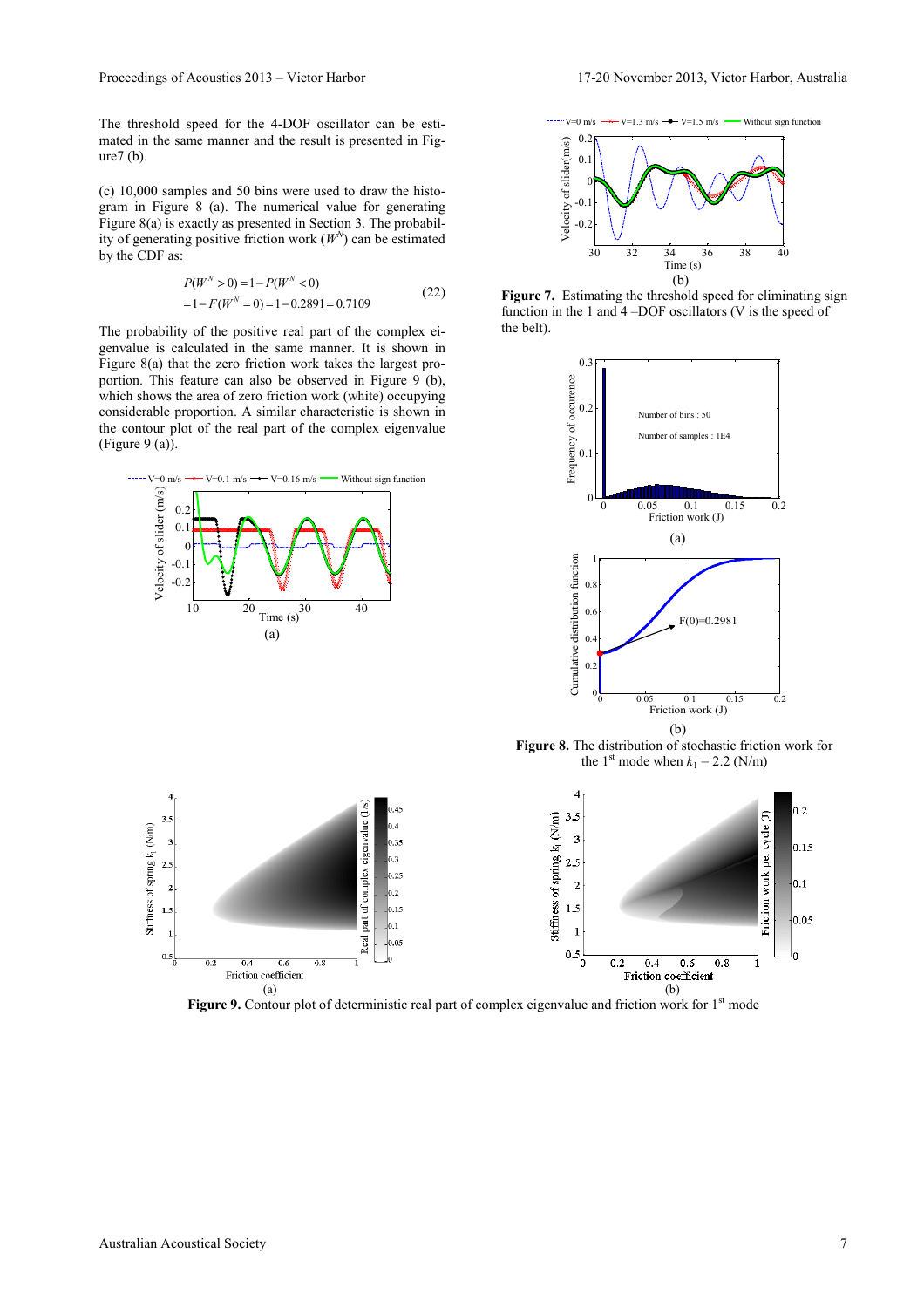The threshold speed for the 4-DOF oscillator can be estimated in the same manner and the result is presented in Figure7 (b).

(c) 10,000 samples and 50 bins were used to draw the histogram in Figure 8 (a). The numerical value for generating Figure 8(a) is exactly as presented in Section 3. The probability of generating positive friction work ($W^N$) can be estimated by the CDF as:

$$
\begin{aligned}
P(W^N > 0) &= 1 - P(W^N < 0) \\
&= 1 - F(W^N = 0) = 1 - 0.2891 = 0.7109
\end{aligned}
\tag{22}
$$

The probability of the positive real part of the complex eigenvalue is calculated in the same manner. It is shown in Figure 8(a) that the zero friction work takes the largest proportion. This feature can also be observed in Figure 9 (b), which shows the area of zero friction work (white) occupying considerable proportion. A similar characteristic is shown in the contour plot of the real part of the complex eigenvalue (Figure 9 (a)).

V=0 m/s V=0.1 m/s V=0.16 m/s Without sign function
Velocity of slider (m/s)
0.2
0.1
0
-0.1
-0.2
10 20 30 40
Time (s)
(a)

V=0 m/s V=1.3 m/s V=1.5 m/s Without sign function
Velocity of slider(m/s)
0.2
0.1
0
-0.1
-0.2
30 32 34 36 38 40
Time (s)
(b)

**Figure 7.** Estimating the threshold speed for eliminating sign function in the 1 and 4 –DOF oscillators (V is the speed of the belt).

Frequency of occurence
0.3
0.2
0.1
0
Number of bins : 50
Number of samples : 1E4
0 0.05 0.1 0.15 0.2
Friction work (J)
(a)

Cumulative distribution function
1
0.8
0.6
0.4
0.2
0
F(0)=0.2981
0 0.05 0.1 0.15 0.2
Friction work (J)
(b)

**Figure 8.** The distribution of stochastic friction work for the 1[st] mode when $k_1 = 2.2$ (N/m)

Stiffness of spring $k_1$ (N/m)
Real part of complex eigenvalue (1/s)
0.45 0.4 0.35 0.3 0.25 0.2 0.15 0.1 0.05 0
0.5 1 1.5 2 2.5 3 3.5 4
0 0.2 0.4 0.6 0.8 1
Friction coefficient
(a)

Stiffness of spring $k_1$ (N/m)
Friction work per cycle (J)
0.2 0.15 0.1 0.05 0
0.5 1 1.5 2 2.5 3 3.5 4
0 0.2 0.4 0.6 0.8 1
Friction coefficient
(b)

**Figure 9.** Contour plot of deterministic real part of complex eigenvalue and friction work for 1[st] mode